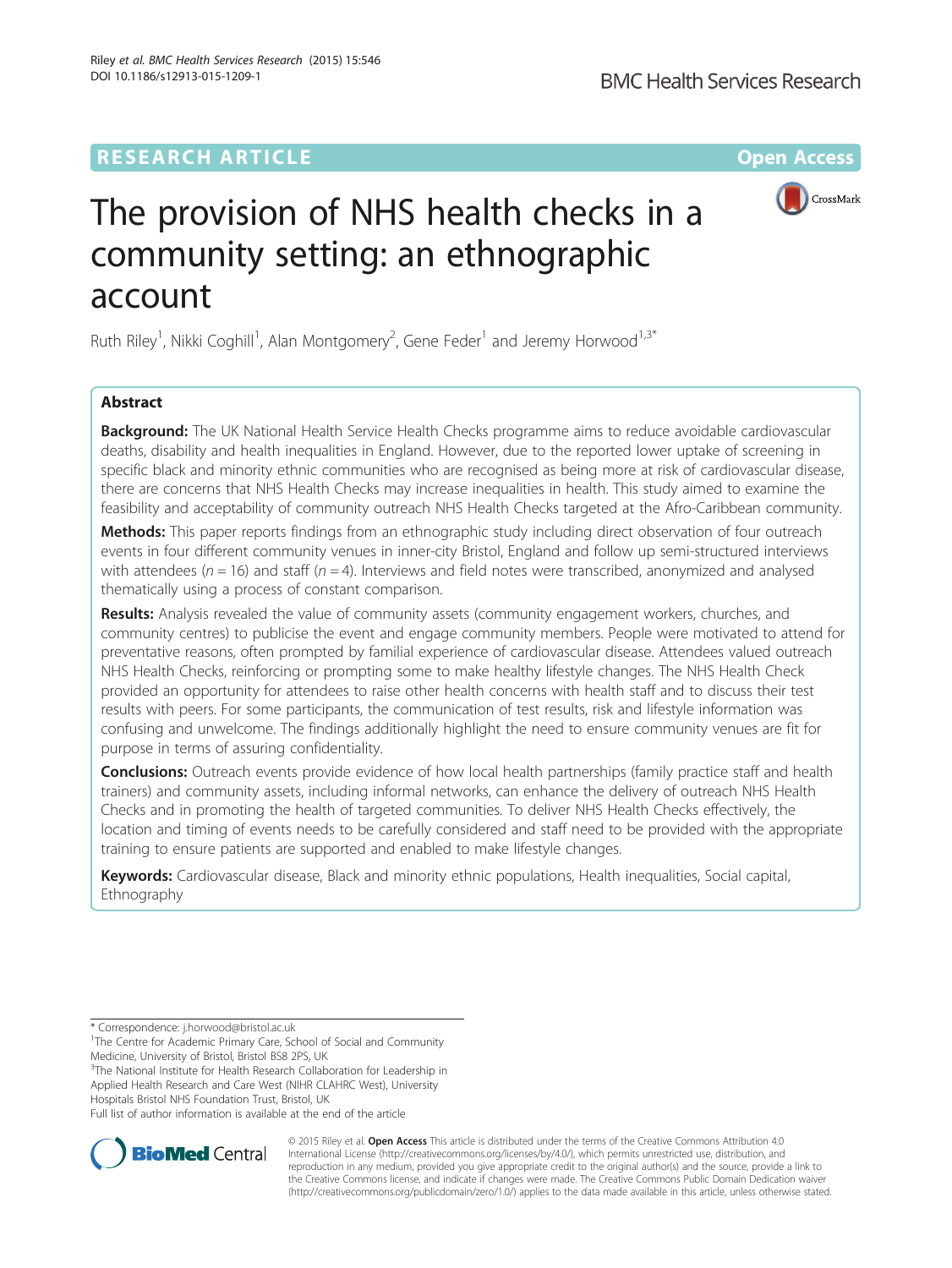RESEARCH ARTICLE

Open Access

# The provision of NHS health checks in a community setting: an ethnographic account

Ruth Riley[1], Nikki Coghill[1], Alan Montgomery[2], Gene Feder[1] and Jeremy Horwood[1,3*]

## Abstract

**Background:** The UK National Health Service Health Checks programme aims to reduce avoidable cardiovascular deaths, disability and health inequalities in England. However, due to the reported lower uptake of screening in specific black and minority ethnic communities who are recognised as being more at risk of cardiovascular disease, there are concerns that NHS Health Checks may increase inequalities in health. This study aimed to examine the feasibility and acceptability of community outreach NHS Health Checks targeted at the Afro-Caribbean community.

**Methods:** This paper reports findings from an ethnographic study including direct observation of four outreach events in four different community venues in inner-city Bristol, England and follow up semi-structured interviews with attendees ($n = 16$) and staff ($n = 4$). Interviews and field notes were transcribed, anonymized and analysed thematically using a process of constant comparison.

**Results:** Analysis revealed the value of community assets (community engagement workers, churches, and community centres) to publicise the event and engage community members. People were motivated to attend for preventative reasons, often prompted by familial experience of cardiovascular disease. Attendees valued outreach NHS Health Checks, reinforcing or prompting some to make healthy lifestyle changes. The NHS Health Check provided an opportunity for attendees to raise other health concerns with health staff and to discuss their test results with peers. For some participants, the communication of test results, risk and lifestyle information was confusing and unwelcome. The findings additionally highlight the need to ensure community venues are fit for purpose in terms of assuring confidentiality.

**Conclusions:** Outreach events provide evidence of how local health partnerships (family practice staff and health trainers) and community assets, including informal networks, can enhance the delivery of outreach NHS Health Checks and in promoting the health of targeted communities. To deliver NHS Health Checks effectively, the location and timing of events needs to be carefully considered and staff need to be provided with the appropriate training to ensure patients are supported and enabled to make lifestyle changes.

**Keywords:** Cardiovascular disease, Black and minority ethnic populations, Health inequalities, Social capital, Ethnography

---

\* Correspondence: j.horwood@bristol.ac.uk

[1]The Centre for Academic Primary Care, School of Social and Community Medicine, University of Bristol, Bristol BS8 2PS, UK

[3]The National Institute for Health Research Collaboration for Leadership in Applied Health Research and Care West (NIHR CLAHRC West), University Hospitals Bristol NHS Foundation Trust, Bristol, UK

Full list of author information is available at the end of the article

© 2015 Riley et al. **Open Access** This article is distributed under the terms of the Creative Commons Attribution 4.0 International License (http://creativecommons.org/licenses/by/4.0/), which permits unrestricted use, distribution, and reproduction in any medium, provided you give appropriate credit to the original author(s) and the source, provide a link to the Creative Commons license, and indicate if changes were made. The Creative Commons Public Domain Dedication waiver (http://creativecommons.org/publicdomain/zero/1.0/) applies to the data made available in this article, unless otherwise stated.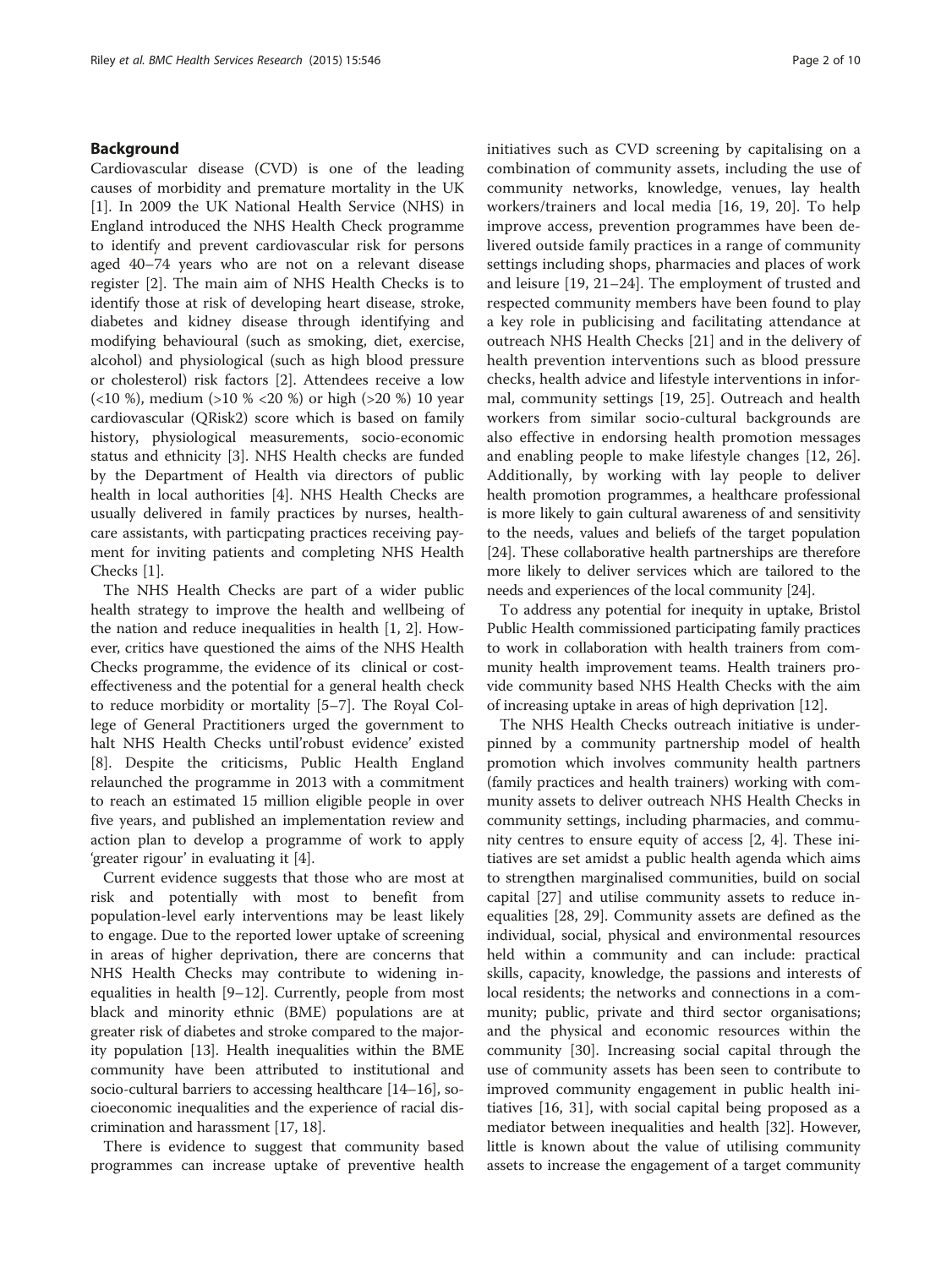## Background

Cardiovascular disease (CVD) is one of the leading causes of morbidity and premature mortality in the UK [1]. In 2009 the UK National Health Service (NHS) in England introduced the NHS Health Check programme to identify and prevent cardiovascular risk for persons aged 40–74 years who are not on a relevant disease register [2]. The main aim of NHS Health Checks is to identify those at risk of developing heart disease, stroke, diabetes and kidney disease through identifying and modifying behavioural (such as smoking, diet, exercise, alcohol) and physiological (such as high blood pressure or cholesterol) risk factors [2]. Attendees receive a low (<10 %), medium (>10 % <20 %) or high (>20 %) 10 year cardiovascular (QRisk2) score which is based on family history, physiological measurements, socio-economic status and ethnicity [3]. NHS Health checks are funded by the Department of Health via directors of public health in local authorities [4]. NHS Health Checks are usually delivered in family practices by nurses, healthcare assistants, with particpating practices receiving payment for inviting patients and completing NHS Health Checks [1].

The NHS Health Checks are part of a wider public health strategy to improve the health and wellbeing of the nation and reduce inequalities in health [1, 2]. However, critics have questioned the aims of the NHS Health Checks programme, the evidence of its clinical or cost-effectiveness and the potential for a general health check to reduce morbidity or mortality [5–7]. The Royal College of General Practitioners urged the government to halt NHS Health Checks until'robust evidence' existed [8]. Despite the criticisms, Public Health England relaunched the programme in 2013 with a commitment to reach an estimated 15 million eligible people in over five years, and published an implementation review and action plan to develop a programme of work to apply 'greater rigour' in evaluating it [4].

Current evidence suggests that those who are most at risk and potentially with most to benefit from population-level early interventions may be least likely to engage. Due to the reported lower uptake of screening in areas of higher deprivation, there are concerns that NHS Health Checks may contribute to widening inequalities in health [9–12]. Currently, people from most black and minority ethnic (BME) populations are at greater risk of diabetes and stroke compared to the majority population [13]. Health inequalities within the BME community have been attributed to institutional and socio-cultural barriers to accessing healthcare [14–16], socioeconomic inequalities and the experience of racial discrimination and harassment [17, 18].

There is evidence to suggest that community based programmes can increase uptake of preventive health initiatives such as CVD screening by capitalising on a combination of community assets, including the use of community networks, knowledge, venues, lay health workers/trainers and local media [16, 19, 20]. To help improve access, prevention programmes have been delivered outside family practices in a range of community settings including shops, pharmacies and places of work and leisure [19, 21–24]. The employment of trusted and respected community members have been found to play a key role in publicising and facilitating attendance at outreach NHS Health Checks [21] and in the delivery of health prevention interventions such as blood pressure checks, health advice and lifestyle interventions in informal, community settings [19, 25]. Outreach and health workers from similar socio-cultural backgrounds are also effective in endorsing health promotion messages and enabling people to make lifestyle changes [12, 26]. Additionally, by working with lay people to deliver health promotion programmes, a healthcare professional is more likely to gain cultural awareness of and sensitivity to the needs, values and beliefs of the target population [24]. These collaborative health partnerships are therefore more likely to deliver services which are tailored to the needs and experiences of the local community [24].

To address any potential for inequity in uptake, Bristol Public Health commissioned participating family practices to work in collaboration with health trainers from community health improvement teams. Health trainers provide community based NHS Health Checks with the aim of increasing uptake in areas of high deprivation [12].

The NHS Health Checks outreach initiative is underpinned by a community partnership model of health promotion which involves community health partners (family practices and health trainers) working with community assets to deliver outreach NHS Health Checks in community settings, including pharmacies, and community centres to ensure equity of access [2, 4]. These initiatives are set amidst a public health agenda which aims to strengthen marginalised communities, build on social capital [27] and utilise community assets to reduce inequalities [28, 29]. Community assets are defined as the individual, social, physical and environmental resources held within a community and can include: practical skills, capacity, knowledge, the passions and interests of local residents; the networks and connections in a community; public, private and third sector organisations; and the physical and economic resources within the community [30]. Increasing social capital through the use of community assets has been seen to contribute to improved community engagement in public health initiatives [16, 31], with social capital being proposed as a mediator between inequalities and health [32]. However, little is known about the value of utilising community assets to increase the engagement of a target community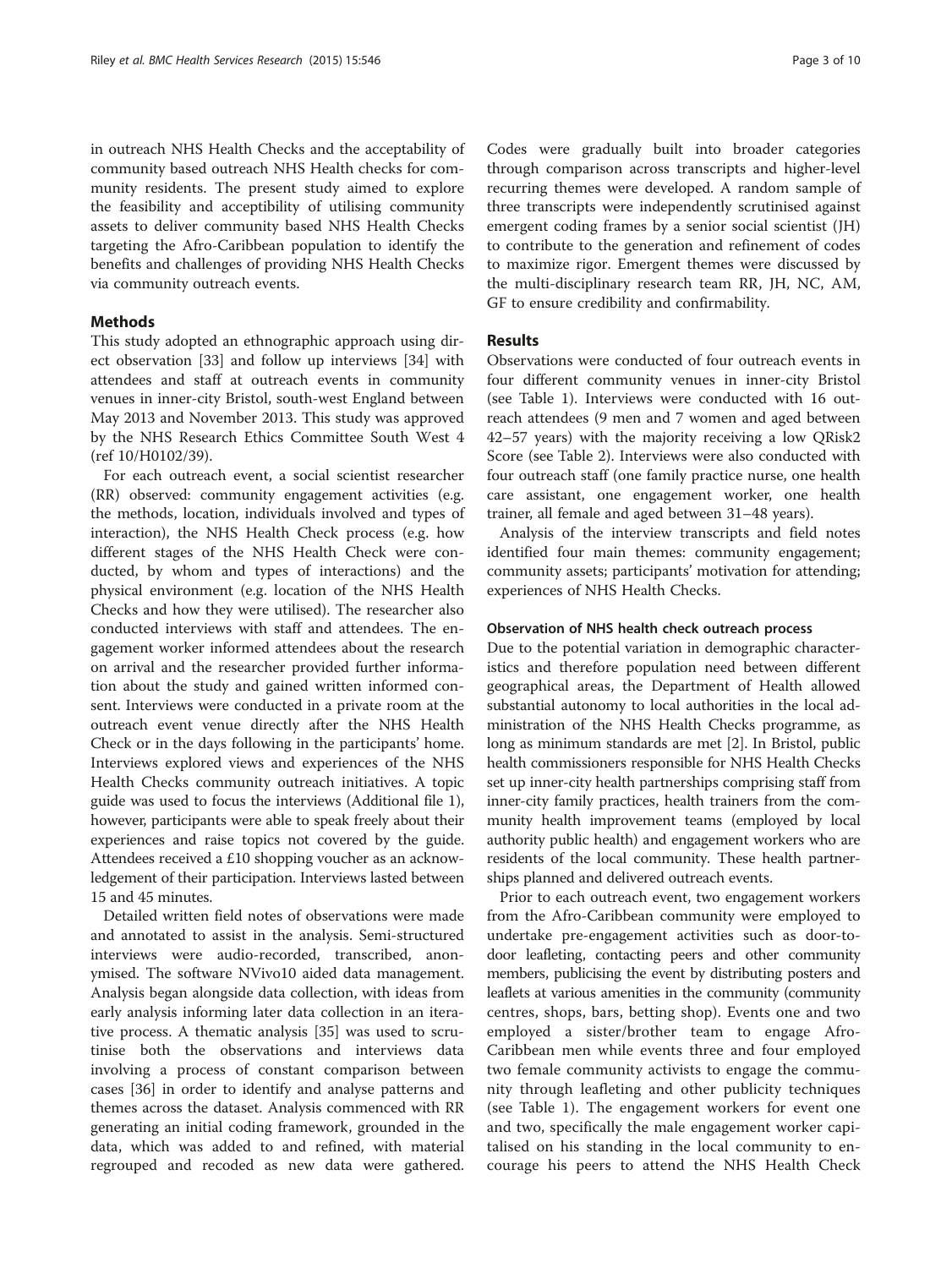in outreach NHS Health Checks and the acceptability of community based outreach NHS Health checks for community residents. The present study aimed to explore the feasibility and acceptibility of utilising community assets to deliver community based NHS Health Checks targeting the Afro-Caribbean population to identify the benefits and challenges of providing NHS Health Checks via community outreach events.

## Methods

This study adopted an ethnographic approach using direct observation [33] and follow up interviews [34] with attendees and staff at outreach events in community venues in inner-city Bristol, south-west England between May 2013 and November 2013. This study was approved by the NHS Research Ethics Committee South West 4 (ref 10/H0102/39).

For each outreach event, a social scientist researcher (RR) observed: community engagement activities (e.g. the methods, location, individuals involved and types of interaction), the NHS Health Check process (e.g. how different stages of the NHS Health Check were conducted, by whom and types of interactions) and the physical environment (e.g. location of the NHS Health Checks and how they were utilised). The researcher also conducted interviews with staff and attendees. The engagement worker informed attendees about the research on arrival and the researcher provided further information about the study and gained written informed consent. Interviews were conducted in a private room at the outreach event venue directly after the NHS Health Check or in the days following in the participants' home. Interviews explored views and experiences of the NHS Health Checks community outreach initiatives. A topic guide was used to focus the interviews (Additional file 1), however, participants were able to speak freely about their experiences and raise topics not covered by the guide. Attendees received a £10 shopping voucher as an acknowledgement of their participation. Interviews lasted between 15 and 45 minutes.

Detailed written field notes of observations were made and annotated to assist in the analysis. Semi-structured interviews were audio-recorded, transcribed, anonymised. The software NVivo10 aided data management. Analysis began alongside data collection, with ideas from early analysis informing later data collection in an iterative process. A thematic analysis [35] was used to scrutinise both the observations and interviews data involving a process of constant comparison between cases [36] in order to identify and analyse patterns and themes across the dataset. Analysis commenced with RR generating an initial coding framework, grounded in the data, which was added to and refined, with material regrouped and recoded as new data were gathered. Codes were gradually built into broader categories through comparison across transcripts and higher-level recurring themes were developed. A random sample of three transcripts were independently scrutinised against emergent coding frames by a senior social scientist (JH) to contribute to the generation and refinement of codes to maximize rigor. Emergent themes were discussed by the multi-disciplinary research team RR, JH, NC, AM, GF to ensure credibility and confirmability.

## Results

Observations were conducted of four outreach events in four different community venues in inner-city Bristol (see Table 1). Interviews were conducted with 16 outreach attendees (9 men and 7 women and aged between 42–57 years) with the majority receiving a low QRisk2 Score (see Table 2). Interviews were also conducted with four outreach staff (one family practice nurse, one health care assistant, one engagement worker, one health trainer, all female and aged between 31–48 years).

Analysis of the interview transcripts and field notes identified four main themes: community engagement; community assets; participants' motivation for attending; experiences of NHS Health Checks.

### Observation of NHS health check outreach process

Due to the potential variation in demographic characteristics and therefore population need between different geographical areas, the Department of Health allowed substantial autonomy to local authorities in the local administration of the NHS Health Checks programme, as long as minimum standards are met [2]. In Bristol, public health commissioners responsible for NHS Health Checks set up inner-city health partnerships comprising staff from inner-city family practices, health trainers from the community health improvement teams (employed by local authority public health) and engagement workers who are residents of the local community. These health partnerships planned and delivered outreach events.

Prior to each outreach event, two engagement workers from the Afro-Caribbean community were employed to undertake pre-engagement activities such as door-to-door leafleting, contacting peers and other community members, publicising the event by distributing posters and leaflets at various amenities in the community (community centres, shops, bars, betting shop). Events one and two employed a sister/brother team to engage Afro-Caribbean men while events three and four employed two female community activists to engage the community through leafleting and other publicity techniques (see Table 1). The engagement workers for event one and two, specifically the male engagement worker capitalised on his standing in the local community to encourage his peers to attend the NHS Health Check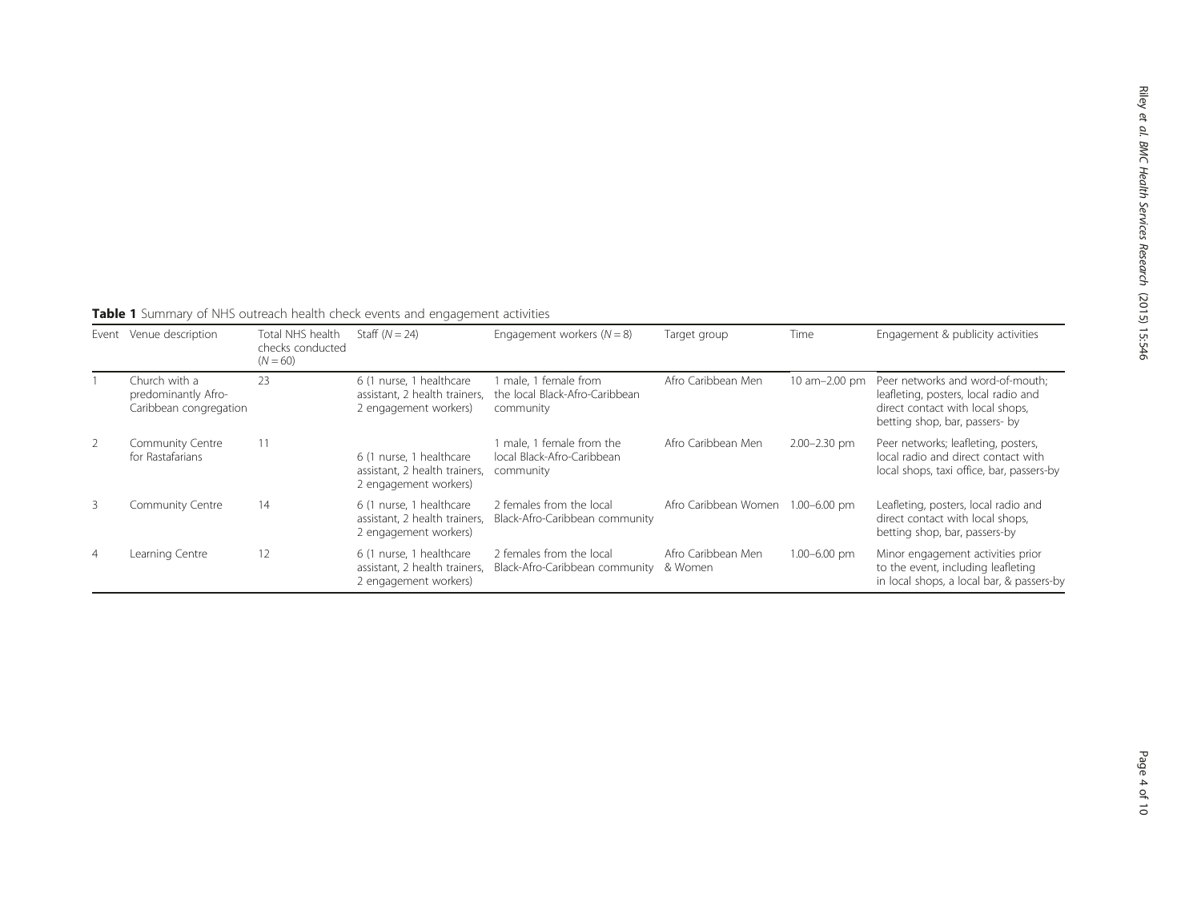**Table 1** Summary of NHS outreach health check events and engagement activities

| Event | Venue description | Total NHS health checks conducted ($N = 60$) | Staff ($N = 24$) | Engagement workers ($N = 8$) | Target group | Time | Engagement & publicity activities |
|---|---|---|---|---|---|---|---|
| 1 | Church with a predominantly Afro-Caribbean congregation | 23 | 6 (1 nurse, 1 healthcare assistant, 2 health trainers, 2 engagement workers) | 1 male, 1 female from the local Black-Afro-Caribbean community | Afro Caribbean Men | 10 am–2.00 pm | Peer networks and word-of-mouth; leafleting, posters, local radio and direct contact with local shops, betting shop, bar, passers- by |
| 2 | Community Centre for Rastafarians | 11 | 6 (1 nurse, 1 healthcare assistant, 2 health trainers, 2 engagement workers) | 1 male, 1 female from the local Black-Afro-Caribbean community | Afro Caribbean Men | 2.00–2.30 pm | Peer networks; leafleting, posters, local radio and direct contact with local shops, taxi office, bar, passers-by |
| 3 | Community Centre | 14 | 6 (1 nurse, 1 healthcare assistant, 2 health trainers, 2 engagement workers) | 2 females from the local Black-Afro-Caribbean community | Afro Caribbean Women | 1.00–6.00 pm | Leafleting, posters, local radio and direct contact with local shops, betting shop, bar, passers-by |
| 4 | Learning Centre | 12 | 6 (1 nurse, 1 healthcare assistant, 2 health trainers, 2 engagement workers) | 2 females from the local Black-Afro-Caribbean community | Afro Caribbean Men & Women | 1.00–6.00 pm | Minor engagement activities prior to the event, including leafleting in local shops, a local bar, & passers-by |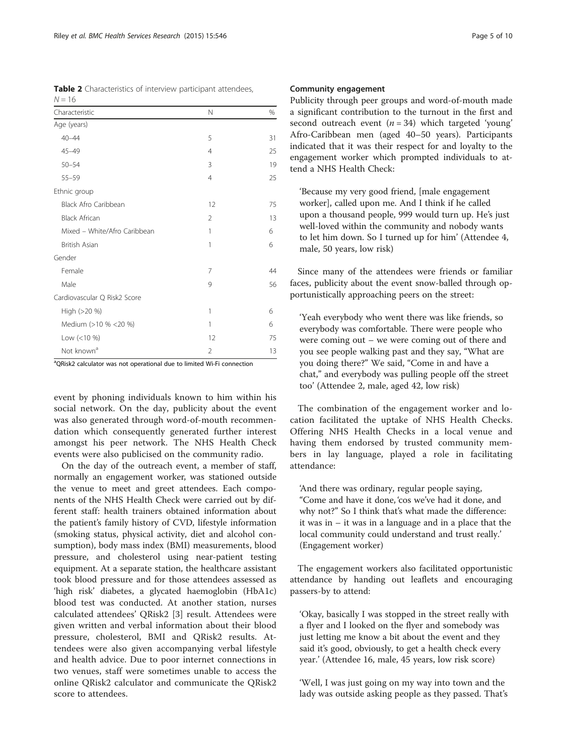**Table 2** Characteristics of interview participant attendees, $N = 16$

| Characteristic | N | % |
|---|---|---|
| Age (years) | | |
| 40–44 | 5 | 31 |
| 45–49 | 4 | 25 |
| 50–54 | 3 | 19 |
| 55–59 | 4 | 25 |
| Ethnic group | | |
| Black Afro Caribbean | 12 | 75 |
| Black African | 2 | 13 |
| Mixed – White/Afro Caribbean | 1 | 6 |
| British Asian | 1 | 6 |
| Gender | | |
| Female | 7 | 44 |
| Male | 9 | 56 |
| Cardiovascular Q Risk2 Score | | |
| High (>20 %) | 1 | 6 |
| Medium (>10 % <20 %) | 1 | 6 |
| Low (<10 %) | 12 | 75 |
| Not known[a] | 2 | 13 |

[a]QRisk2 calculator was not operational due to limited Wi-Fi connection

event by phoning individuals known to him within his social network. On the day, publicity about the event was also generated through word-of-mouth recommendation which consequently generated further interest amongst his peer network. The NHS Health Check events were also publicised on the community radio.

On the day of the outreach event, a member of staff, normally an engagement worker, was stationed outside the venue to meet and greet attendees. Each components of the NHS Health Check were carried out by different staff: health trainers obtained information about the patient's family history of CVD, lifestyle information (smoking status, physical activity, diet and alcohol consumption), body mass index (BMI) measurements, blood pressure, and cholesterol using near-patient testing equipment. At a separate station, the healthcare assistant took blood pressure and for those attendees assessed as 'high risk' diabetes, a glycated haemoglobin (HbA1c) blood test was conducted. At another station, nurses calculated attendees' QRisk2 [3] result. Attendees were given written and verbal information about their blood pressure, cholesterol, BMI and QRisk2 results. Attendees were also given accompanying verbal lifestyle and health advice. Due to poor internet connections in two venues, staff were sometimes unable to access the online QRisk2 calculator and communicate the QRisk2 score to attendees.

### Community engagement

Publicity through peer groups and word-of-mouth made a significant contribution to the turnout in the first and second outreach event ($n = 34$) which targeted 'young' Afro-Caribbean men (aged 40–50 years). Participants indicated that it was their respect for and loyalty to the engagement worker which prompted individuals to attend a NHS Health Check:

> 'Because my very good friend, [male engagement worker], called upon me. And I think if he called upon a thousand people, 999 would turn up. He's just well-loved within the community and nobody wants to let him down. So I turned up for him' (Attendee 4, male, 50 years, low risk)

Since many of the attendees were friends or familiar faces, publicity about the event snow-balled through opportunistically approaching peers on the street:

> 'Yeah everybody who went there was like friends, so everybody was comfortable. There were people who were coming out – we were coming out of there and you see people walking past and they say, "What are you doing there?" We said, "Come in and have a chat," and everybody was pulling people off the street too' (Attendee 2, male, aged 42, low risk)

The combination of the engagement worker and location facilitated the uptake of NHS Health Checks. Offering NHS Health Checks in a local venue and having them endorsed by trusted community members in lay language, played a role in facilitating attendance:

> 'And there was ordinary, regular people saying, "Come and have it done, 'cos we've had it done, and why not?" So I think that's what made the difference: it was in – it was in a language and in a place that the local community could understand and trust really.' (Engagement worker)

The engagement workers also facilitated opportunistic attendance by handing out leaflets and encouraging passers-by to attend:

> 'Okay, basically I was stopped in the street really with a flyer and I looked on the flyer and somebody was just letting me know a bit about the event and they said it's good, obviously, to get a health check every year.' (Attendee 16, male, 45 years, low risk score)

> 'Well, I was just going on my way into town and the lady was outside asking people as they passed. That's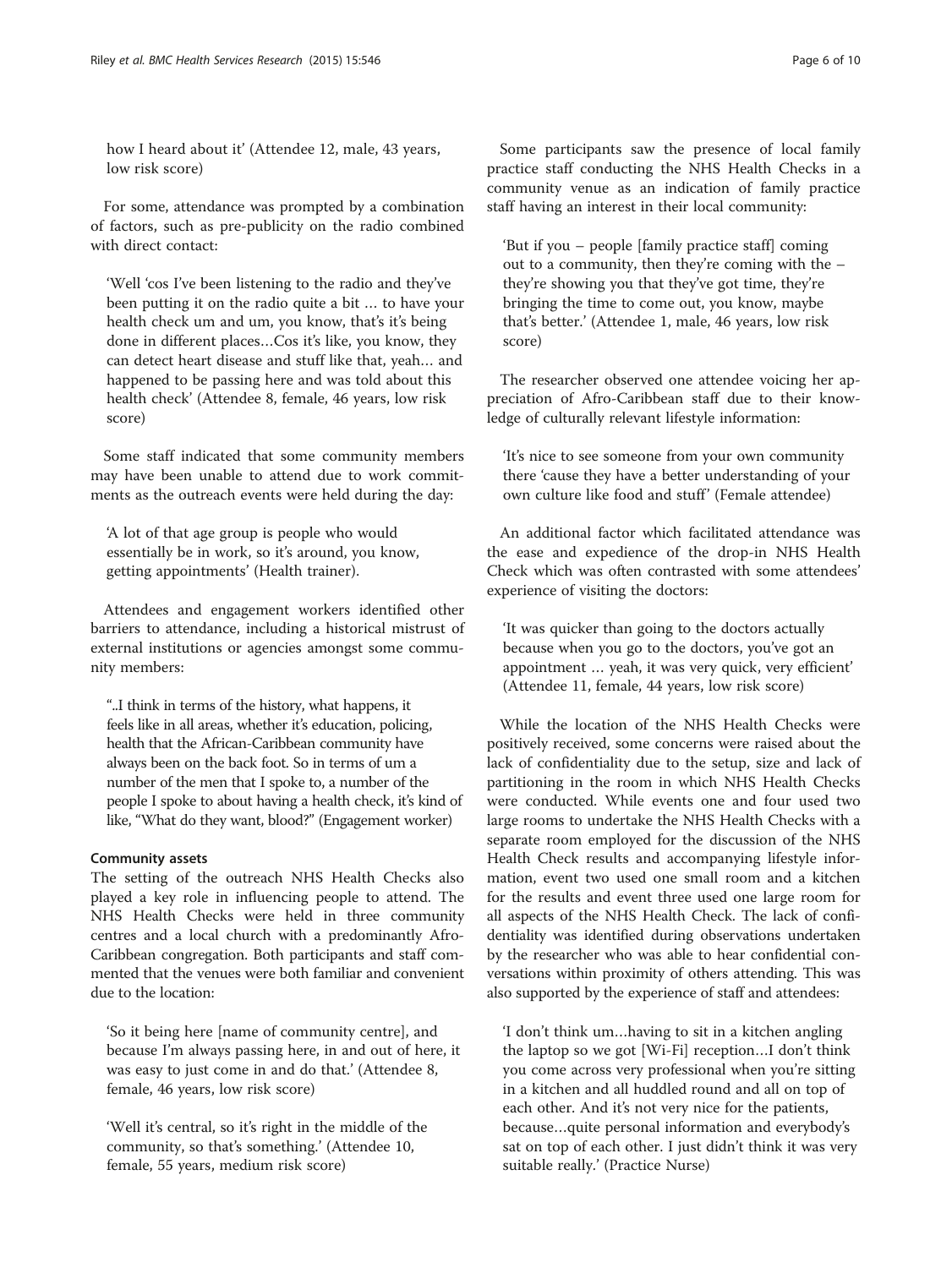how I heard about it' (Attendee 12, male, 43 years, low risk score)

For some, attendance was prompted by a combination of factors, such as pre-publicity on the radio combined with direct contact:

> 'Well 'cos I've been listening to the radio and they've been putting it on the radio quite a bit … to have your health check um and um, you know, that's it's being done in different places…Cos it's like, you know, they can detect heart disease and stuff like that, yeah… and happened to be passing here and was told about this health check' (Attendee 8, female, 46 years, low risk score)

Some staff indicated that some community members may have been unable to attend due to work commitments as the outreach events were held during the day:

> 'A lot of that age group is people who would essentially be in work, so it's around, you know, getting appointments' (Health trainer).

Attendees and engagement workers identified other barriers to attendance, including a historical mistrust of external institutions or agencies amongst some community members:

> "..I think in terms of the history, what happens, it feels like in all areas, whether it's education, policing, health that the African-Caribbean community have always been on the back foot. So in terms of um a number of the men that I spoke to, a number of the people I spoke to about having a health check, it's kind of like, "What do they want, blood?" (Engagement worker)

#### Community assets

The setting of the outreach NHS Health Checks also played a key role in influencing people to attend. The NHS Health Checks were held in three community centres and a local church with a predominantly Afro-Caribbean congregation. Both participants and staff commented that the venues were both familiar and convenient due to the location:

> 'So it being here [name of community centre], and because I'm always passing here, in and out of here, it was easy to just come in and do that.' (Attendee 8, female, 46 years, low risk score)

> 'Well it's central, so it's right in the middle of the community, so that's something.' (Attendee 10, female, 55 years, medium risk score)

Some participants saw the presence of local family practice staff conducting the NHS Health Checks in a community venue as an indication of family practice staff having an interest in their local community:

> 'But if you – people [family practice staff] coming out to a community, then they're coming with the – they're showing you that they've got time, they're bringing the time to come out, you know, maybe that's better.' (Attendee 1, male, 46 years, low risk score)

The researcher observed one attendee voicing her appreciation of Afro-Caribbean staff due to their knowledge of culturally relevant lifestyle information:

> 'It's nice to see someone from your own community there 'cause they have a better understanding of your own culture like food and stuff' (Female attendee)

An additional factor which facilitated attendance was the ease and expedience of the drop-in NHS Health Check which was often contrasted with some attendees' experience of visiting the doctors:

> 'It was quicker than going to the doctors actually because when you go to the doctors, you've got an appointment … yeah, it was very quick, very efficient' (Attendee 11, female, 44 years, low risk score)

While the location of the NHS Health Checks were positively received, some concerns were raised about the lack of confidentiality due to the setup, size and lack of partitioning in the room in which NHS Health Checks were conducted. While events one and four used two large rooms to undertake the NHS Health Checks with a separate room employed for the discussion of the NHS Health Check results and accompanying lifestyle information, event two used one small room and a kitchen for the results and event three used one large room for all aspects of the NHS Health Check. The lack of confidentiality was identified during observations undertaken by the researcher who was able to hear confidential conversations within proximity of others attending. This was also supported by the experience of staff and attendees:

> 'I don't think um…having to sit in a kitchen angling the laptop so we got [Wi-Fi] reception…I don't think you come across very professional when you're sitting in a kitchen and all huddled round and all on top of each other. And it's not very nice for the patients, because…quite personal information and everybody's sat on top of each other. I just didn't think it was very suitable really.' (Practice Nurse)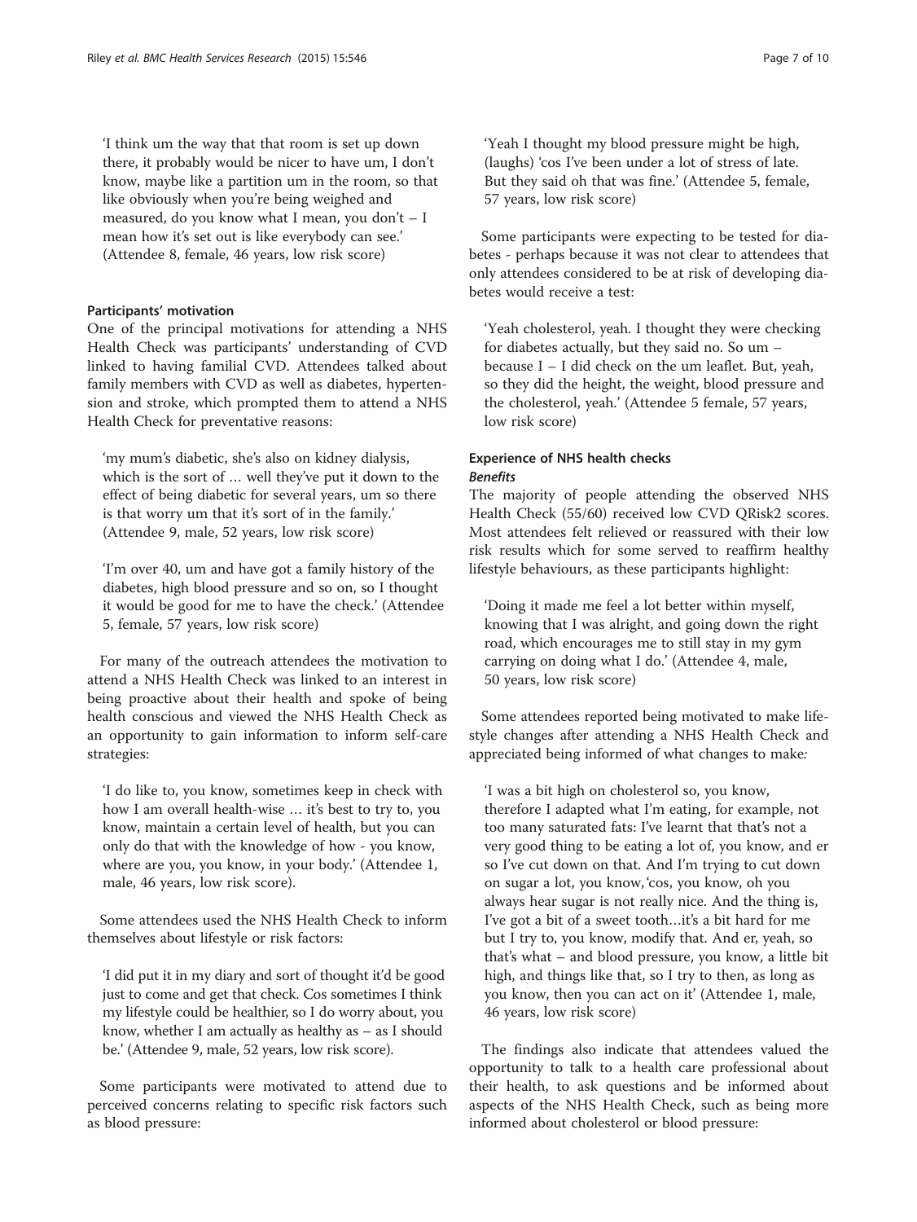'I think um the way that that room is set up down there, it probably would be nicer to have um, I don't know, maybe like a partition um in the room, so that like obviously when you're being weighed and measured, do you know what I mean, you don't – I mean how it's set out is like everybody can see.' (Attendee 8, female, 46 years, low risk score)

#### Participants' motivation

One of the principal motivations for attending a NHS Health Check was participants' understanding of CVD linked to having familial CVD. Attendees talked about family members with CVD as well as diabetes, hypertension and stroke, which prompted them to attend a NHS Health Check for preventative reasons:

'my mum's diabetic, she's also on kidney dialysis, which is the sort of … well they've put it down to the effect of being diabetic for several years, um so there is that worry um that it's sort of in the family.' (Attendee 9, male, 52 years, low risk score)

'I'm over 40, um and have got a family history of the diabetes, high blood pressure and so on, so I thought it would be good for me to have the check.' (Attendee 5, female, 57 years, low risk score)

For many of the outreach attendees the motivation to attend a NHS Health Check was linked to an interest in being proactive about their health and spoke of being health conscious and viewed the NHS Health Check as an opportunity to gain information to inform self-care strategies:

'I do like to, you know, sometimes keep in check with how I am overall health-wise … it's best to try to, you know, maintain a certain level of health, but you can only do that with the knowledge of how - you know, where are you, you know, in your body.' (Attendee 1, male, 46 years, low risk score).

Some attendees used the NHS Health Check to inform themselves about lifestyle or risk factors:

'I did put it in my diary and sort of thought it'd be good just to come and get that check. Cos sometimes I think my lifestyle could be healthier, so I do worry about, you know, whether I am actually as healthy as – as I should be.' (Attendee 9, male, 52 years, low risk score).

Some participants were motivated to attend due to perceived concerns relating to specific risk factors such as blood pressure:

'Yeah I thought my blood pressure might be high, (laughs) 'cos I've been under a lot of stress of late. But they said oh that was fine.' (Attendee 5, female, 57 years, low risk score)

Some participants were expecting to be tested for diabetes - perhaps because it was not clear to attendees that only attendees considered to be at risk of developing diabetes would receive a test:

'Yeah cholesterol, yeah. I thought they were checking for diabetes actually, but they said no. So um – because I – I did check on the um leaflet. But, yeah, so they did the height, the weight, blood pressure and the cholesterol, yeah.' (Attendee 5 female, 57 years, low risk score)

#### Experience of NHS health checks

##### *Benefits*

The majority of people attending the observed NHS Health Check (55/60) received low CVD QRisk2 scores. Most attendees felt relieved or reassured with their low risk results which for some served to reaffirm healthy lifestyle behaviours, as these participants highlight:

'Doing it made me feel a lot better within myself, knowing that I was alright, and going down the right road, which encourages me to still stay in my gym carrying on doing what I do.' (Attendee 4, male, 50 years, low risk score)

Some attendees reported being motivated to make lifestyle changes after attending a NHS Health Check and appreciated being informed of what changes to make:

'I was a bit high on cholesterol so, you know, therefore I adapted what I'm eating, for example, not too many saturated fats: I've learnt that that's not a very good thing to be eating a lot of, you know, and er so I've cut down on that. And I'm trying to cut down on sugar a lot, you know, 'cos, you know, oh you always hear sugar is not really nice. And the thing is, I've got a bit of a sweet tooth…it's a bit hard for me but I try to, you know, modify that. And er, yeah, so that's what – and blood pressure, you know, a little bit high, and things like that, so I try to then, as long as you know, then you can act on it' (Attendee 1, male, 46 years, low risk score)

The findings also indicate that attendees valued the opportunity to talk to a health care professional about their health, to ask questions and be informed about aspects of the NHS Health Check, such as being more informed about cholesterol or blood pressure: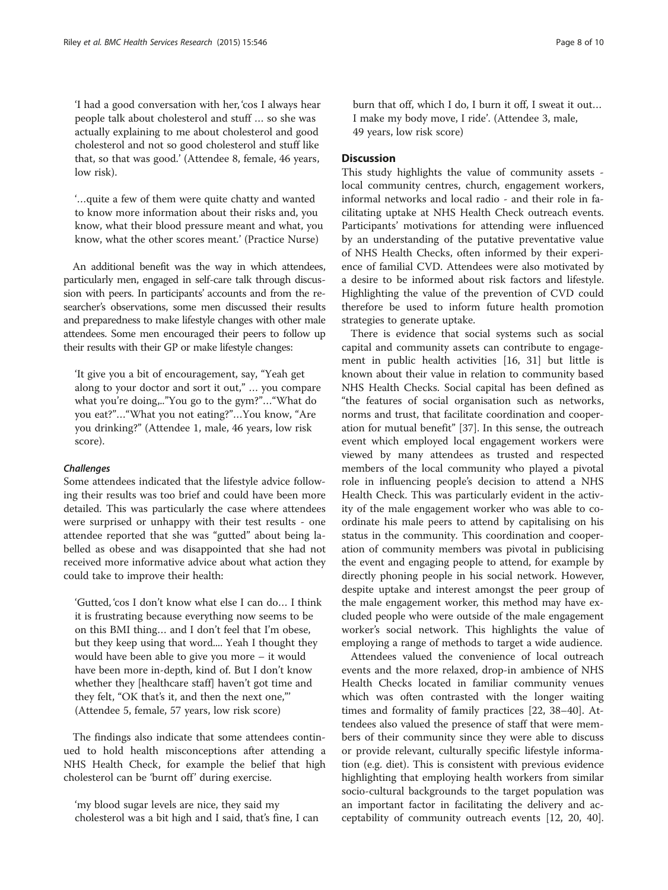'I had a good conversation with her, 'cos I always hear people talk about cholesterol and stuff … so she was actually explaining to me about cholesterol and good cholesterol and not so good cholesterol and stuff like that, so that was good.' (Attendee 8, female, 46 years, low risk).

'…quite a few of them were quite chatty and wanted to know more information about their risks and, you know, what their blood pressure meant and what, you know, what the other scores meant.' (Practice Nurse)

An additional benefit was the way in which attendees, particularly men, engaged in self-care talk through discussion with peers. In participants' accounts and from the researcher's observations, some men discussed their results and preparedness to make lifestyle changes with other male attendees. Some men encouraged their peers to follow up their results with their GP or make lifestyle changes:

'It give you a bit of encouragement, say, "Yeah get along to your doctor and sort it out," … you compare what you're doing,.."You go to the gym?"…"What do you eat?"…"What you not eating?"…You know, "Are you drinking?" (Attendee 1, male, 46 years, low risk score).

#### *Challenges*

Some attendees indicated that the lifestyle advice following their results was too brief and could have been more detailed. This was particularly the case where attendees were surprised or unhappy with their test results - one attendee reported that she was "gutted" about being labelled as obese and was disappointed that she had not received more informative advice about what action they could take to improve their health:

'Gutted, 'cos I don't know what else I can do… I think it is frustrating because everything now seems to be on this BMI thing… and I don't feel that I'm obese, but they keep using that word.... Yeah I thought they would have been able to give you more – it would have been more in-depth, kind of. But I don't know whether they [healthcare staff] haven't got time and they felt, "OK that's it, and then the next one,"' (Attendee 5, female, 57 years, low risk score)

The findings also indicate that some attendees continued to hold health misconceptions after attending a NHS Health Check, for example the belief that high cholesterol can be 'burnt off' during exercise.

'my blood sugar levels are nice, they said my cholesterol was a bit high and I said, that's fine, I can burn that off, which I do, I burn it off, I sweat it out… I make my body move, I ride'. (Attendee 3, male, 49 years, low risk score)

## Discussion

This study highlights the value of community assets - local community centres, church, engagement workers, informal networks and local radio - and their role in facilitating uptake at NHS Health Check outreach events. Participants' motivations for attending were influenced by an understanding of the putative preventative value of NHS Health Checks, often informed by their experience of familial CVD. Attendees were also motivated by a desire to be informed about risk factors and lifestyle. Highlighting the value of the prevention of CVD could therefore be used to inform future health promotion strategies to generate uptake.

There is evidence that social systems such as social capital and community assets can contribute to engagement in public health activities [16, 31] but little is known about their value in relation to community based NHS Health Checks. Social capital has been defined as "the features of social organisation such as networks, norms and trust, that facilitate coordination and cooperation for mutual benefit" [37]. In this sense, the outreach event which employed local engagement workers were viewed by many attendees as trusted and respected members of the local community who played a pivotal role in influencing people's decision to attend a NHS Health Check. This was particularly evident in the activity of the male engagement worker who was able to coordinate his male peers to attend by capitalising on his status in the community. This coordination and cooperation of community members was pivotal in publicising the event and engaging people to attend, for example by directly phoning people in his social network. However, despite uptake and interest amongst the peer group of the male engagement worker, this method may have excluded people who were outside of the male engagement worker's social network. This highlights the value of employing a range of methods to target a wide audience.

Attendees valued the convenience of local outreach events and the more relaxed, drop-in ambience of NHS Health Checks located in familiar community venues which was often contrasted with the longer waiting times and formality of family practices [22, 38–40]. Attendees also valued the presence of staff that were members of their community since they were able to discuss or provide relevant, culturally specific lifestyle information (e.g. diet). This is consistent with previous evidence highlighting that employing health workers from similar socio-cultural backgrounds to the target population was an important factor in facilitating the delivery and acceptability of community outreach events [12, 20, 40].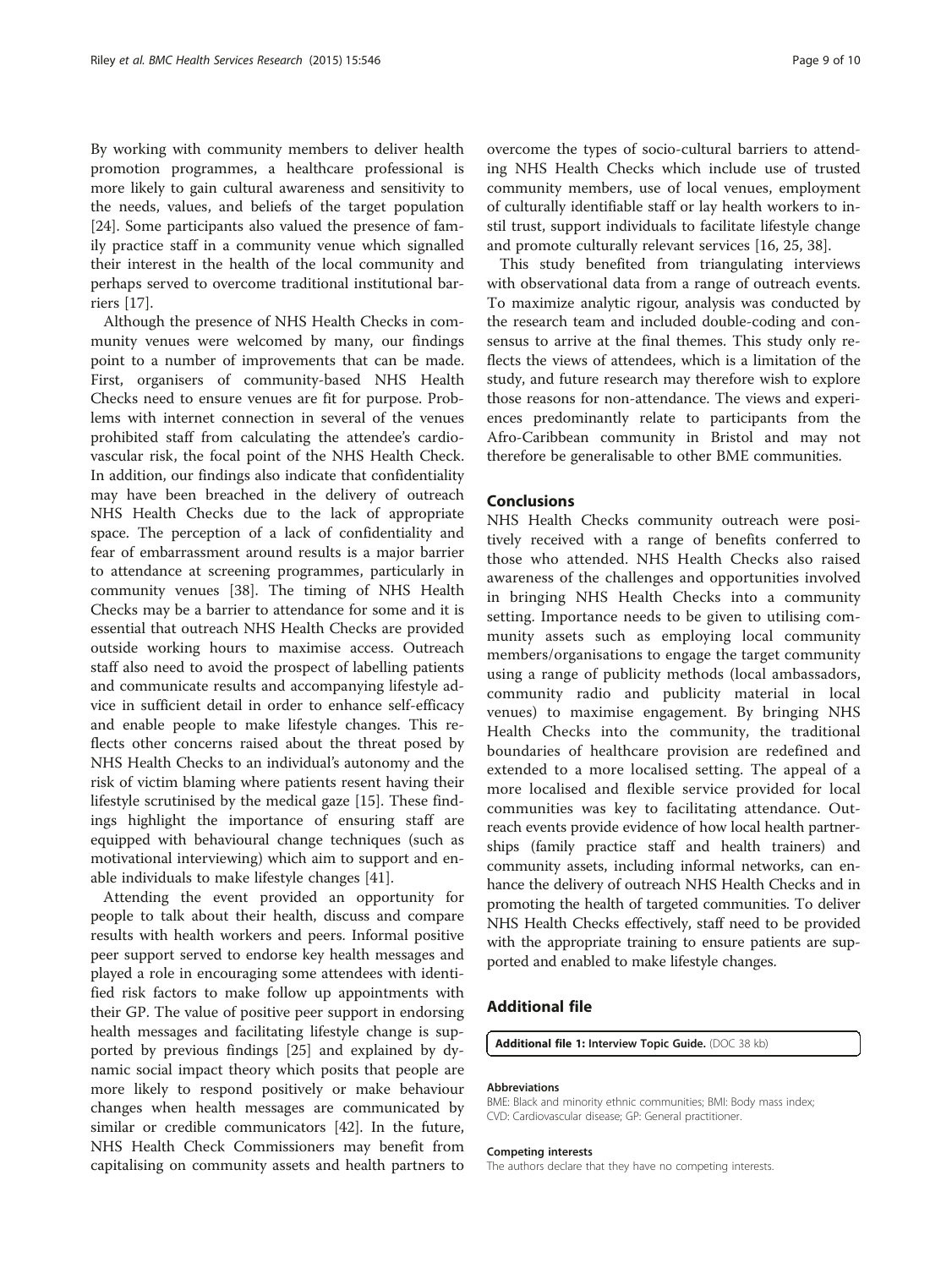By working with community members to deliver health promotion programmes, a healthcare professional is more likely to gain cultural awareness and sensitivity to the needs, values, and beliefs of the target population [24]. Some participants also valued the presence of family practice staff in a community venue which signalled their interest in the health of the local community and perhaps served to overcome traditional institutional barriers [17].

Although the presence of NHS Health Checks in community venues were welcomed by many, our findings point to a number of improvements that can be made. First, organisers of community-based NHS Health Checks need to ensure venues are fit for purpose. Problems with internet connection in several of the venues prohibited staff from calculating the attendee's cardiovascular risk, the focal point of the NHS Health Check. In addition, our findings also indicate that confidentiality may have been breached in the delivery of outreach NHS Health Checks due to the lack of appropriate space. The perception of a lack of confidentiality and fear of embarrassment around results is a major barrier to attendance at screening programmes, particularly in community venues [38]. The timing of NHS Health Checks may be a barrier to attendance for some and it is essential that outreach NHS Health Checks are provided outside working hours to maximise access. Outreach staff also need to avoid the prospect of labelling patients and communicate results and accompanying lifestyle advice in sufficient detail in order to enhance self-efficacy and enable people to make lifestyle changes. This reflects other concerns raised about the threat posed by NHS Health Checks to an individual's autonomy and the risk of victim blaming where patients resent having their lifestyle scrutinised by the medical gaze [15]. These findings highlight the importance of ensuring staff are equipped with behavioural change techniques (such as motivational interviewing) which aim to support and enable individuals to make lifestyle changes [41].

Attending the event provided an opportunity for people to talk about their health, discuss and compare results with health workers and peers. Informal positive peer support served to endorse key health messages and played a role in encouraging some attendees with identified risk factors to make follow up appointments with their GP. The value of positive peer support in endorsing health messages and facilitating lifestyle change is supported by previous findings [25] and explained by dynamic social impact theory which posits that people are more likely to respond positively or make behaviour changes when health messages are communicated by similar or credible communicators [42]. In the future, NHS Health Check Commissioners may benefit from capitalising on community assets and health partners to overcome the types of socio-cultural barriers to attending NHS Health Checks which include use of trusted community members, use of local venues, employment of culturally identifiable staff or lay health workers to instil trust, support individuals to facilitate lifestyle change and promote culturally relevant services [16, 25, 38].

This study benefited from triangulating interviews with observational data from a range of outreach events. To maximize analytic rigour, analysis was conducted by the research team and included double-coding and consensus to arrive at the final themes. This study only reflects the views of attendees, which is a limitation of the study, and future research may therefore wish to explore those reasons for non-attendance. The views and experiences predominantly relate to participants from the Afro-Caribbean community in Bristol and may not therefore be generalisable to other BME communities.

## Conclusions

NHS Health Checks community outreach were positively received with a range of benefits conferred to those who attended. NHS Health Checks also raised awareness of the challenges and opportunities involved in bringing NHS Health Checks into a community setting. Importance needs to be given to utilising community assets such as employing local community members/organisations to engage the target community using a range of publicity methods (local ambassadors, community radio and publicity material in local venues) to maximise engagement. By bringing NHS Health Checks into the community, the traditional boundaries of healthcare provision are redefined and extended to a more localised setting. The appeal of a more localised and flexible service provided for local communities was key to facilitating attendance. Outreach events provide evidence of how local health partnerships (family practice staff and health trainers) and community assets, including informal networks, can enhance the delivery of outreach NHS Health Checks and in promoting the health of targeted communities. To deliver NHS Health Checks effectively, staff need to be provided with the appropriate training to ensure patients are supported and enabled to make lifestyle changes.

## Additional file

**Additional file 1: Interview Topic Guide.** (DOC 38 kb)

#### Abbreviations

BME: Black and minority ethnic communities; BMI: Body mass index; CVD: Cardiovascular disease; GP: General practitioner.

#### Competing interests

The authors declare that they have no competing interests.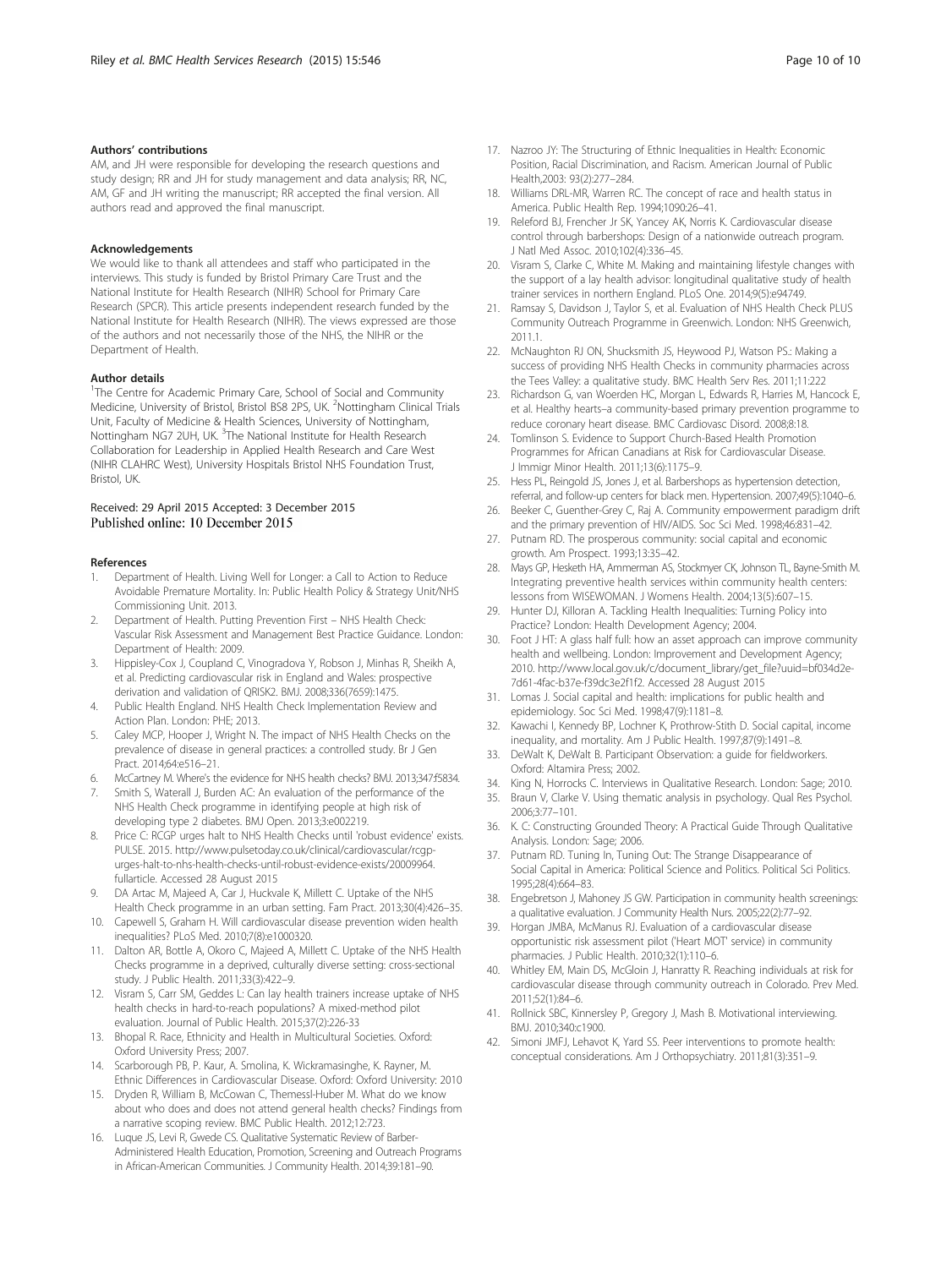### Authors' contributions

AM, and JH were responsible for developing the research questions and study design; RR and JH for study management and data analysis; RR, NC, AM, GF and JH writing the manuscript; RR accepted the final version. All authors read and approved the final manuscript.

### Acknowledgements

We would like to thank all attendees and staff who participated in the interviews. This study is funded by Bristol Primary Care Trust and the National Institute for Health Research (NIHR) School for Primary Care Research (SPCR). This article presents independent research funded by the National Institute for Health Research (NIHR). The views expressed are those of the authors and not necessarily those of the NHS, the NIHR or the Department of Health.

### Author details

[1]The Centre for Academic Primary Care, School of Social and Community Medicine, University of Bristol, Bristol BS8 2PS, UK. [2]Nottingham Clinical Trials Unit, Faculty of Medicine & Health Sciences, University of Nottingham, Nottingham NG7 2UH, UK. [3]The National Institute for Health Research Collaboration for Leadership in Applied Health Research and Care West (NIHR CLAHRC West), University Hospitals Bristol NHS Foundation Trust, Bristol, UK.

Received: 29 April 2015 Accepted: 3 December 2015
Published online: 10 December 2015

### References

1. Department of Health. Living Well for Longer: a Call to Action to Reduce Avoidable Premature Mortality. In: Public Health Policy & Strategy Unit/NHS Commissioning Unit. 2013.
2. Department of Health. Putting Prevention First – NHS Health Check: Vascular Risk Assessment and Management Best Practice Guidance. London: Department of Health: 2009.
3. Hippisley-Cox J, Coupland C, Vinogradova Y, Robson J, Minhas R, Sheikh A, et al. Predicting cardiovascular risk in England and Wales: prospective derivation and validation of QRISK2. BMJ. 2008;336(7659):1475.
4. Public Health England. NHS Health Check Implementation Review and Action Plan. London: PHE; 2013.
5. Caley MCP, Hooper J, Wright N. The impact of NHS Health Checks on the prevalence of disease in general practices: a controlled study. Br J Gen Pract. 2014;64:e516–21.
6. McCartney M. Where's the evidence for NHS health checks? BMJ. 2013;347:f5834.
7. Smith S, Waterall J, Burden AC: An evaluation of the performance of the NHS Health Check programme in identifying people at high risk of developing type 2 diabetes. BMJ Open. 2013;3:e002219.
8. Price C: RCGP urges halt to NHS Health Checks until 'robust evidence' exists. PULSE. 2015. http://www.pulsetoday.co.uk/clinical/cardiovascular/rcgp-urges-halt-to-nhs-health-checks-until-robust-evidence-exists/20009964.fullarticle. Accessed 28 August 2015
9. DA Artac M, Majeed A, Car J, Huckvale K, Millett C. Uptake of the NHS Health Check programme in an urban setting. Fam Pract. 2013;30(4):426–35.
10. Capewell S, Graham H. Will cardiovascular disease prevention widen health inequalities? PLoS Med. 2010;7(8):e1000320.
11. Dalton AR, Bottle A, Okoro C, Majeed A, Millett C. Uptake of the NHS Health Checks programme in a deprived, culturally diverse setting: cross-sectional study. J Public Health. 2011;33(3):422–9.
12. Visram S, Carr SM, Geddes L: Can lay health trainers increase uptake of NHS health checks in hard-to-reach populations? A mixed-method pilot evaluation. Journal of Public Health. 2015;37(2):226-33
13. Bhopal R. Race, Ethnicity and Health in Multicultural Societies. Oxford: Oxford University Press; 2007.
14. Scarborough PB, P. Kaur, A. Smolina, K. Wickramasinghe, K. Rayner, M. Ethnic Differences in Cardiovascular Disease. Oxford: Oxford University: 2010
15. Dryden R, William B, McCowan C, Themessl-Huber M. What do we know about who does and does not attend general health checks? Findings from a narrative scoping review. BMC Public Health. 2012;12:723.
16. Luque JS, Levi R, Gwede CS. Qualitative Systematic Review of Barber-Administered Health Education, Promotion, Screening and Outreach Programs in African-American Communities. J Community Health. 2014;39:181–90.
17. Nazroo JY: The Structuring of Ethnic Inequalities in Health: Economic Position, Racial Discrimination, and Racism. American Journal of Public Health,2003: 93(2):277–284.
18. Williams DRL-MR, Warren RC. The concept of race and health status in America. Public Health Rep. 1994;1090:26–41.
19. Releford BJ, Frencher Jr SK, Yancey AK, Norris K. Cardiovascular disease control through barbershops: Design of a nationwide outreach program. J Natl Med Assoc. 2010;102(4):336–45.
20. Visram S, Clarke C, White M. Making and maintaining lifestyle changes with the support of a lay health advisor: longitudinal qualitative study of health trainer services in northern England. PLoS One. 2014;9(5):e94749.
21. Ramsay S, Davidson J, Taylor S, et al. Evaluation of NHS Health Check PLUS Community Outreach Programme in Greenwich. London: NHS Greenwich, 2011.1.
22. McNaughton RJ ON, Shucksmith JS, Heywood PJ, Watson PS.: Making a success of providing NHS Health Checks in community pharmacies across the Tees Valley: a qualitative study. BMC Health Serv Res. 2011;11:222
23. Richardson G, van Woerden HC, Morgan L, Edwards R, Harries M, Hancock E, et al. Healthy hearts–a community-based primary prevention programme to reduce coronary heart disease. BMC Cardiovasc Disord. 2008;8:18.
24. Tomlinson S. Evidence to Support Church-Based Health Promotion Programmes for African Canadians at Risk for Cardiovascular Disease. J Immigr Minor Health. 2011;13(6):1175–9.
25. Hess PL, Reingold JS, Jones J, et al. Barbershops as hypertension detection, referral, and follow-up centers for black men. Hypertension. 2007;49(5):1040–6.
26. Beeker C, Guenther-Grey C, Raj A. Community empowerment paradigm drift and the primary prevention of HIV/AIDS. Soc Sci Med. 1998;46:831–42.
27. Putnam RD. The prosperous community: social capital and economic growth. Am Prospect. 1993;13:35–42.
28. Mays GP, Hesketh HA, Ammerman AS, Stockmyer CK, Johnson TL, Bayne-Smith M. Integrating preventive health services within community health centers: lessons from WISEWOMAN. J Womens Health. 2004;13(5):607–15.
29. Hunter DJ, Killoran A. Tackling Health Inequalities: Turning Policy into Practice? London: Health Development Agency; 2004.
30. Foot J HT: A glass half full: how an asset approach can improve community health and wellbeing. London: Improvement and Development Agency; 2010. http://www.local.gov.uk/c/document_library/get_file?uuid=bf034d2e-7d61-4fac-b37e-f39dc3e2f1f2. Accessed 28 August 2015
31. Lomas J. Social capital and health: implications for public health and epidemiology. Soc Sci Med. 1998;47(9):1181–8.
32. Kawachi I, Kennedy BP, Lochner K, Prothrow-Stith D. Social capital, income inequality, and mortality. Am J Public Health. 1997;87(9):1491–8.
33. DeWalt K, DeWalt B. Participant Observation: a guide for fieldworkers. Oxford: Altamira Press; 2002.
34. King N, Horrocks C. Interviews in Qualitative Research. London: Sage; 2010.
35. Braun V, Clarke V. Using thematic analysis in psychology. Qual Res Psychol. 2006;3:77–101.
36. K. C: Constructing Grounded Theory: A Practical Guide Through Qualitative Analysis. London: Sage; 2006.
37. Putnam RD. Tuning In, Tuning Out: The Strange Disappearance of Social Capital in America: Political Science and Politics. Political Sci Politics. 1995;28(4):664–83.
38. Engebretson J, Mahoney JS GW. Participation in community health screenings: a qualitative evaluation. J Community Health Nurs. 2005;22(2):77–92.
39. Horgan JMBA, McManus RJ. Evaluation of a cardiovascular disease opportunistic risk assessment pilot ('Heart MOT' service) in community pharmacies. J Public Health. 2010;32(1):110–6.
40. Whitley EM, Main DS, McGloin J, Hanratty R. Reaching individuals at risk for cardiovascular disease through community outreach in Colorado. Prev Med. 2011;52(1):84–6.
41. Rollnick SBC, Kinnersley P, Gregory J, Mash B. Motivational interviewing. BMJ. 2010;340:c1900.
42. Simoni JMFJ, Lehavot K, Yard SS. Peer interventions to promote health: conceptual considerations. Am J Orthopsychiatry. 2011;81(3):351–9.